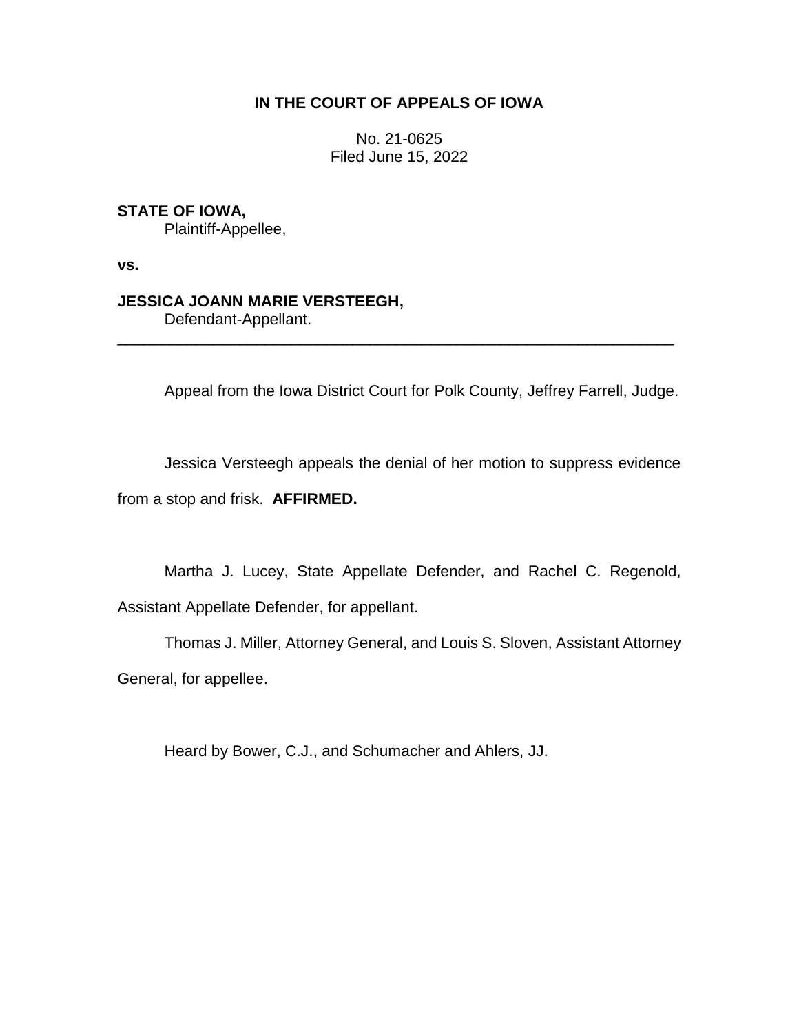**IN THE COURT OF APPEALS OF IOWA**

No. 21-0625
Filed June 15, 2022

**STATE OF IOWA,**
Plaintiff-Appellee,

**vs.**

**JESSICA JOANN MARIE VERSTEEGH,**
Defendant-Appellant.

---

Appeal from the Iowa District Court for Polk County, Jeffrey Farrell, Judge.

Jessica Versteegh appeals the denial of her motion to suppress evidence from a stop and frisk. **AFFIRMED.**

Martha J. Lucey, State Appellate Defender, and Rachel C. Regenold, Assistant Appellate Defender, for appellant.

Thomas J. Miller, Attorney General, and Louis S. Sloven, Assistant Attorney General, for appellee.

Heard by Bower, C.J., and Schumacher and Ahlers, JJ.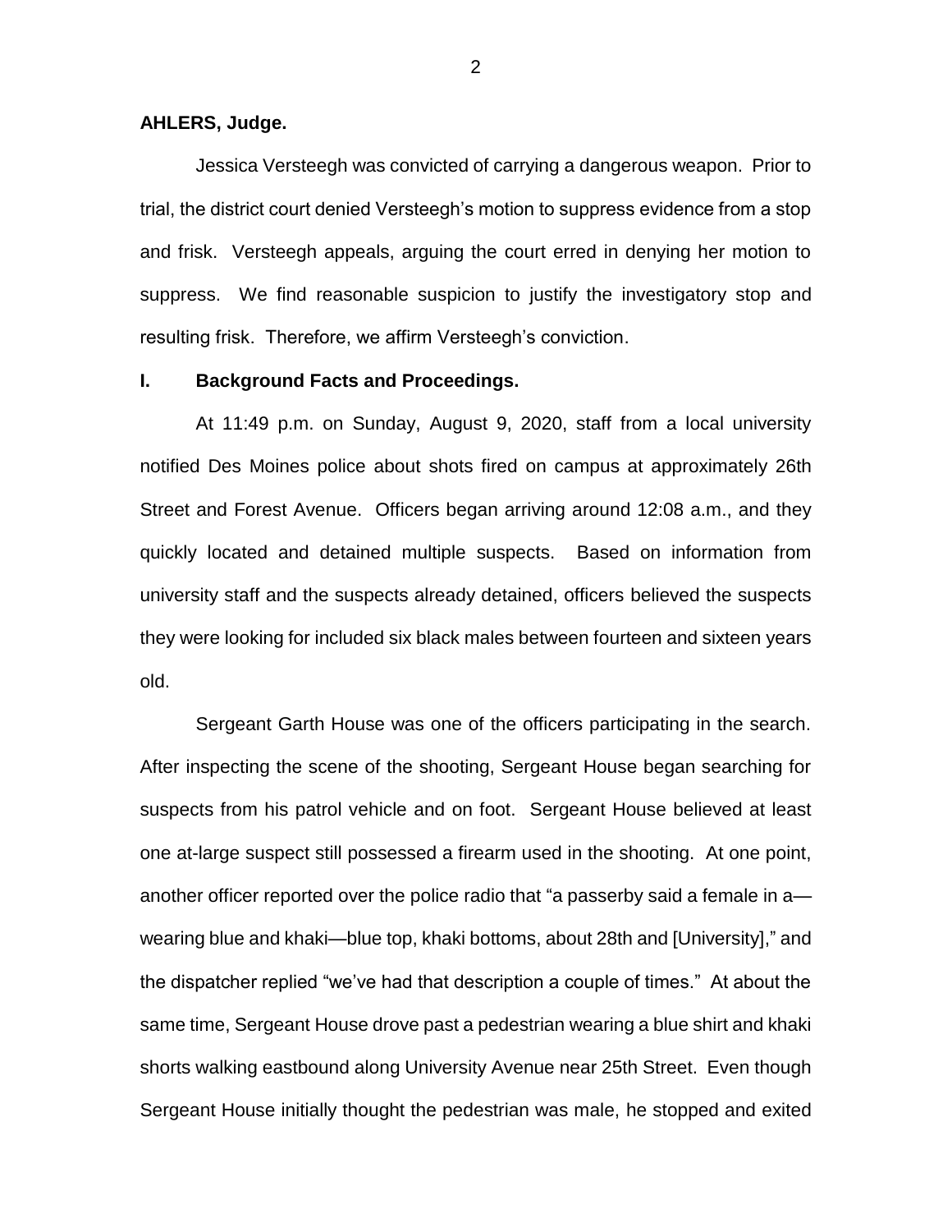**AHLERS, Judge.**

Jessica Versteegh was convicted of carrying a dangerous weapon. Prior to trial, the district court denied Versteegh's motion to suppress evidence from a stop and frisk. Versteegh appeals, arguing the court erred in denying her motion to suppress. We find reasonable suspicion to justify the investigatory stop and resulting frisk. Therefore, we affirm Versteegh's conviction.

## I. Background Facts and Proceedings.

At 11:49 p.m. on Sunday, August 9, 2020, staff from a local university notified Des Moines police about shots fired on campus at approximately 26th Street and Forest Avenue. Officers began arriving around 12:08 a.m., and they quickly located and detained multiple suspects. Based on information from university staff and the suspects already detained, officers believed the suspects they were looking for included six black males between fourteen and sixteen years old.

Sergeant Garth House was one of the officers participating in the search. After inspecting the scene of the shooting, Sergeant House began searching for suspects from his patrol vehicle and on foot. Sergeant House believed at least one at-large suspect still possessed a firearm used in the shooting. At one point, another officer reported over the police radio that "a passerby said a female in a—wearing blue and khaki—blue top, khaki bottoms, about 28th and [University]," and the dispatcher replied "we've had that description a couple of times." At about the same time, Sergeant House drove past a pedestrian wearing a blue shirt and khaki shorts walking eastbound along University Avenue near 25th Street. Even though Sergeant House initially thought the pedestrian was male, he stopped and exited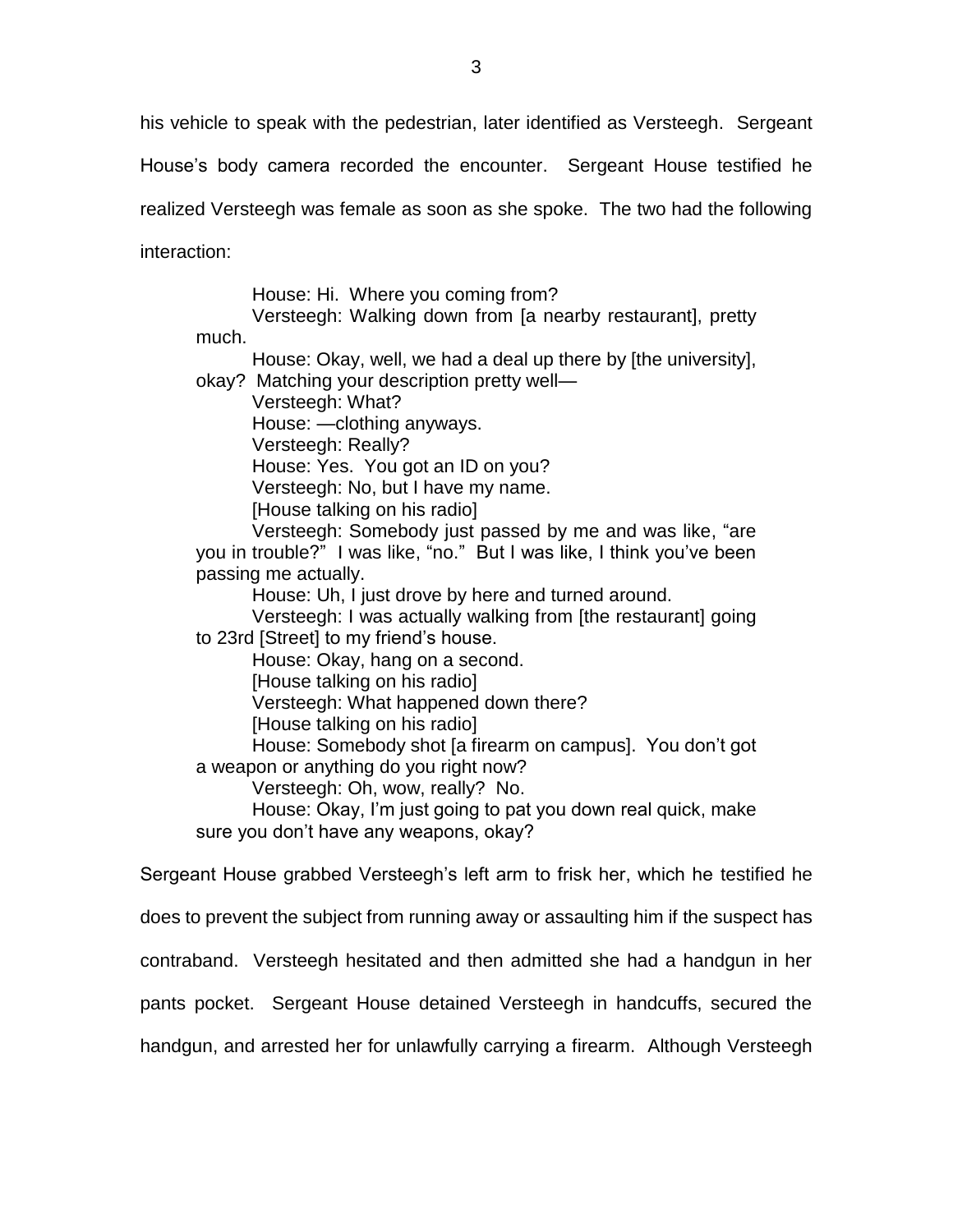his vehicle to speak with the pedestrian, later identified as Versteegh. Sergeant House's body camera recorded the encounter. Sergeant House testified he realized Versteegh was female as soon as she spoke. The two had the following interaction:

> House: Hi. Where you coming from?
> Versteegh: Walking down from [a nearby restaurant], pretty much.
> House: Okay, well, we had a deal up there by [the university], okay? Matching your description pretty well—
> Versteegh: What?
> House: —clothing anyways.
> Versteegh: Really?
> House: Yes. You got an ID on you?
> Versteegh: No, but I have my name.
> [House talking on his radio]
> Versteegh: Somebody just passed by me and was like, "are you in trouble?" I was like, "no." But I was like, I think you've been passing me actually.
> House: Uh, I just drove by here and turned around.
> Versteegh: I was actually walking from [the restaurant] going to 23rd [Street] to my friend's house.
> House: Okay, hang on a second.
> [House talking on his radio]
> Versteegh: What happened down there?
> [House talking on his radio]
> House: Somebody shot [a firearm on campus]. You don't got a weapon or anything do you right now?
> Versteegh: Oh, wow, really? No.
> House: Okay, I'm just going to pat you down real quick, make sure you don't have any weapons, okay?

Sergeant House grabbed Versteegh's left arm to frisk her, which he testified he does to prevent the subject from running away or assaulting him if the suspect has contraband. Versteegh hesitated and then admitted she had a handgun in her pants pocket. Sergeant House detained Versteegh in handcuffs, secured the handgun, and arrested her for unlawfully carrying a firearm. Although Versteegh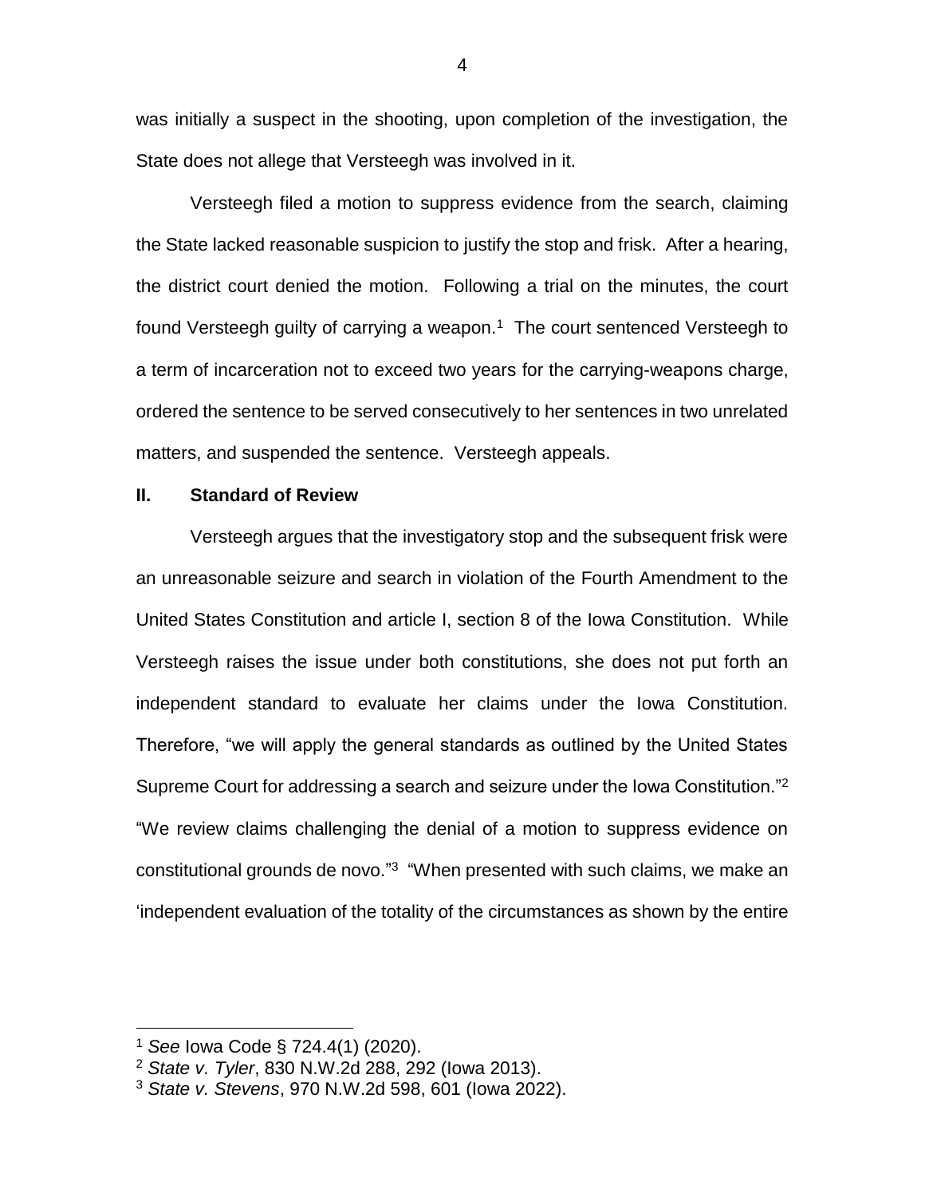was initially a suspect in the shooting, upon completion of the investigation, the State does not allege that Versteegh was involved in it.

Versteegh filed a motion to suppress evidence from the search, claiming the State lacked reasonable suspicion to justify the stop and frisk. After a hearing, the district court denied the motion. Following a trial on the minutes, the court found Versteegh guilty of carrying a weapon.[1] The court sentenced Versteegh to a term of incarceration not to exceed two years for the carrying-weapons charge, ordered the sentence to be served consecutively to her sentences in two unrelated matters, and suspended the sentence. Versteegh appeals.

## II. Standard of Review

Versteegh argues that the investigatory stop and the subsequent frisk were an unreasonable seizure and search in violation of the Fourth Amendment to the United States Constitution and article I, section 8 of the Iowa Constitution. While Versteegh raises the issue under both constitutions, she does not put forth an independent standard to evaluate her claims under the Iowa Constitution. Therefore, "we will apply the general standards as outlined by the United States Supreme Court for addressing a search and seizure under the Iowa Constitution."[2] "We review claims challenging the denial of a motion to suppress evidence on constitutional grounds de novo."[3] "When presented with such claims, we make an 'independent evaluation of the totality of the circumstances as shown by the entire

---

[1] *See* Iowa Code § 724.4(1) (2020).

[2] *State v. Tyler*, 830 N.W.2d 288, 292 (Iowa 2013).

[3] *State v. Stevens*, 970 N.W.2d 598, 601 (Iowa 2022).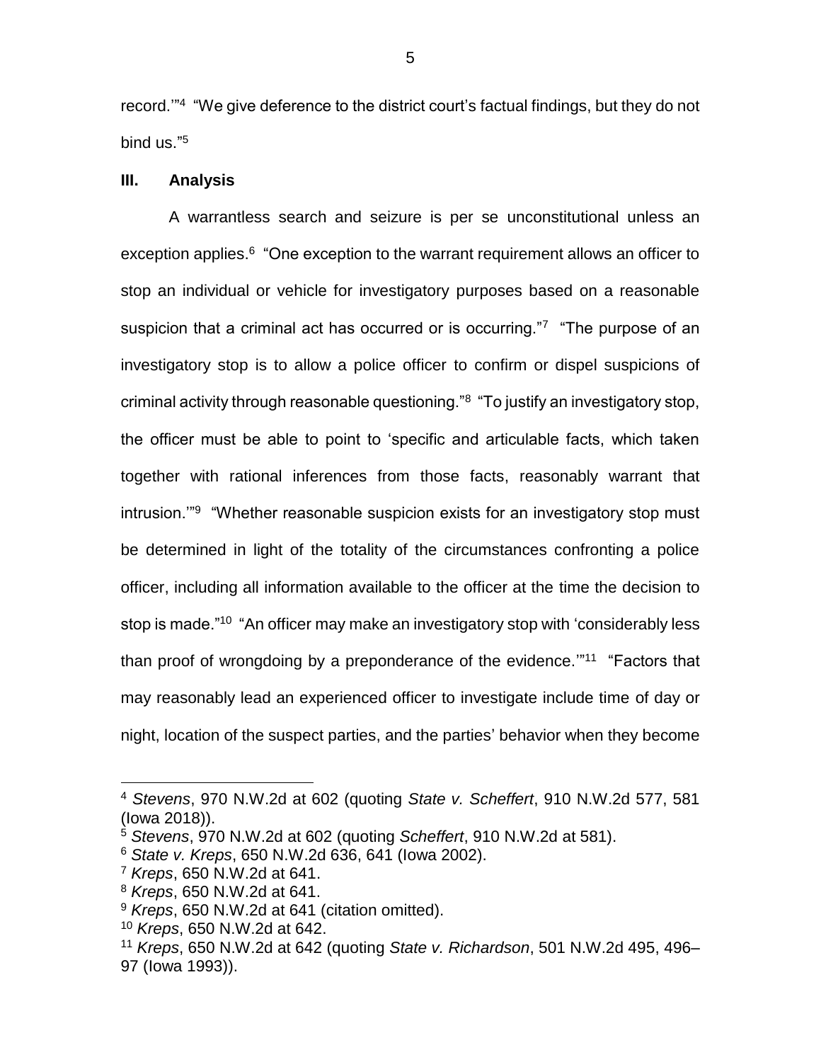record.'"[4] "We give deference to the district court's factual findings, but they do not bind us."[5]

## III. Analysis

A warrantless search and seizure is per se unconstitutional unless an exception applies.[6] "One exception to the warrant requirement allows an officer to stop an individual or vehicle for investigatory purposes based on a reasonable suspicion that a criminal act has occurred or is occurring."[7] "The purpose of an investigatory stop is to allow a police officer to confirm or dispel suspicions of criminal activity through reasonable questioning."[8] "To justify an investigatory stop, the officer must be able to point to 'specific and articulable facts, which taken together with rational inferences from those facts, reasonably warrant that intrusion.'"[9] "Whether reasonable suspicion exists for an investigatory stop must be determined in light of the totality of the circumstances confronting a police officer, including all information available to the officer at the time the decision to stop is made."[10] "An officer may make an investigatory stop with 'considerably less than proof of wrongdoing by a preponderance of the evidence.'"[11] "Factors that may reasonably lead an experienced officer to investigate include time of day or night, location of the suspect parties, and the parties' behavior when they become

---

[4] *Stevens*, 970 N.W.2d at 602 (quoting *State v. Scheffert*, 910 N.W.2d 577, 581 (Iowa 2018)).

[5] *Stevens*, 970 N.W.2d at 602 (quoting *Scheffert*, 910 N.W.2d at 581).

[6] *State v. Kreps*, 650 N.W.2d 636, 641 (Iowa 2002).

[7] *Kreps*, 650 N.W.2d at 641.

[8] *Kreps*, 650 N.W.2d at 641.

[9] *Kreps*, 650 N.W.2d at 641 (citation omitted).

[10] *Kreps*, 650 N.W.2d at 642.

[11] *Kreps*, 650 N.W.2d at 642 (quoting *State v. Richardson*, 501 N.W.2d 495, 496–97 (Iowa 1993)).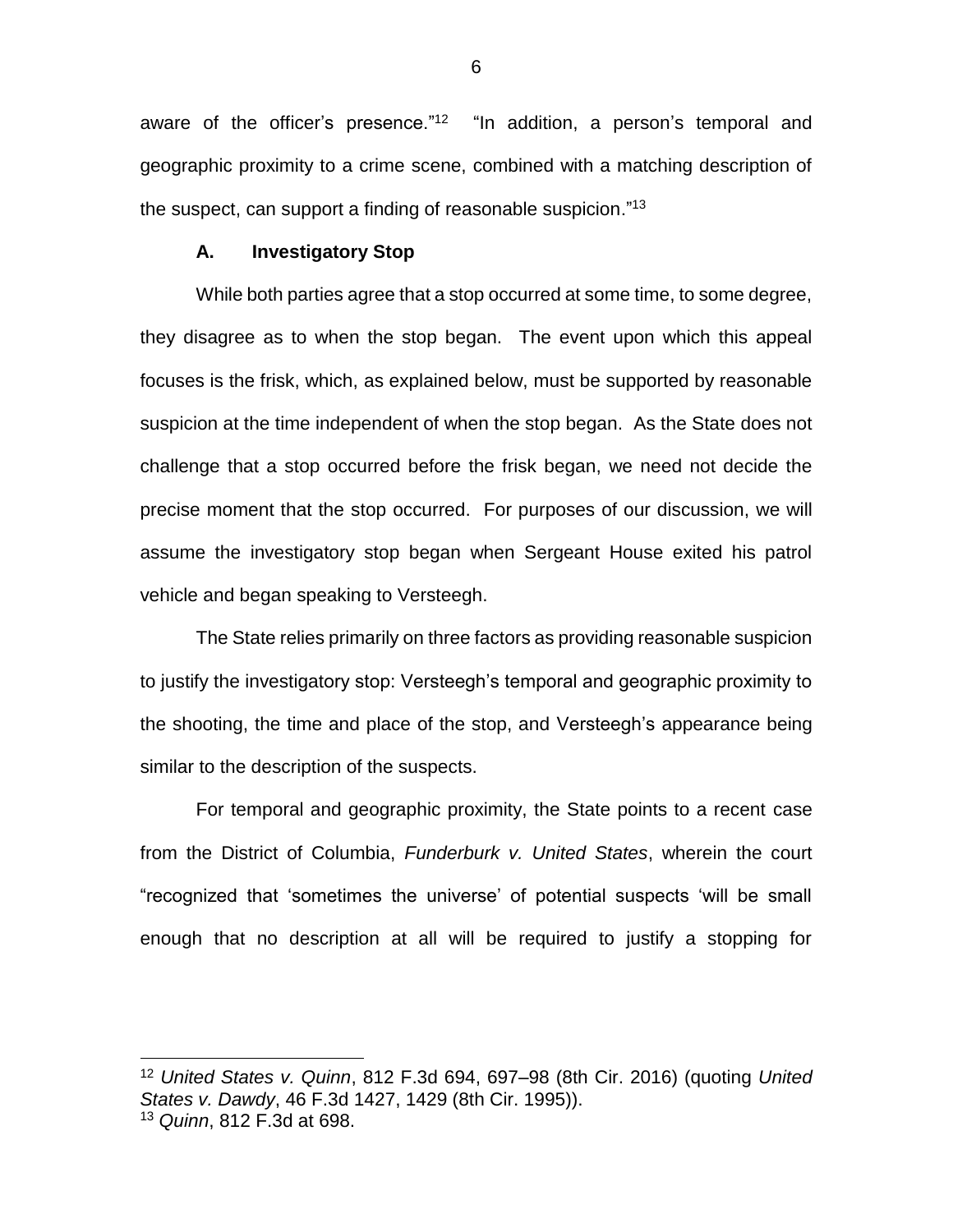aware of the officer's presence."[12] "In addition, a person's temporal and geographic proximity to a crime scene, combined with a matching description of the suspect, can support a finding of reasonable suspicion."[13]

### A. Investigatory Stop

While both parties agree that a stop occurred at some time, to some degree, they disagree as to when the stop began. The event upon which this appeal focuses is the frisk, which, as explained below, must be supported by reasonable suspicion at the time independent of when the stop began. As the State does not challenge that a stop occurred before the frisk began, we need not decide the precise moment that the stop occurred. For purposes of our discussion, we will assume the investigatory stop began when Sergeant House exited his patrol vehicle and began speaking to Versteegh.

The State relies primarily on three factors as providing reasonable suspicion to justify the investigatory stop: Versteegh's temporal and geographic proximity to the shooting, the time and place of the stop, and Versteegh's appearance being similar to the description of the suspects.

For temporal and geographic proximity, the State points to a recent case from the District of Columbia, *Funderburk v. United States*, wherein the court "recognized that 'sometimes the universe' of potential suspects 'will be small enough that no description at all will be required to justify a stopping for

---

[12] *United States v. Quinn*, 812 F.3d 694, 697–98 (8th Cir. 2016) (quoting *United States v. Dawdy*, 46 F.3d 1427, 1429 (8th Cir. 1995)).

[13] *Quinn*, 812 F.3d at 698.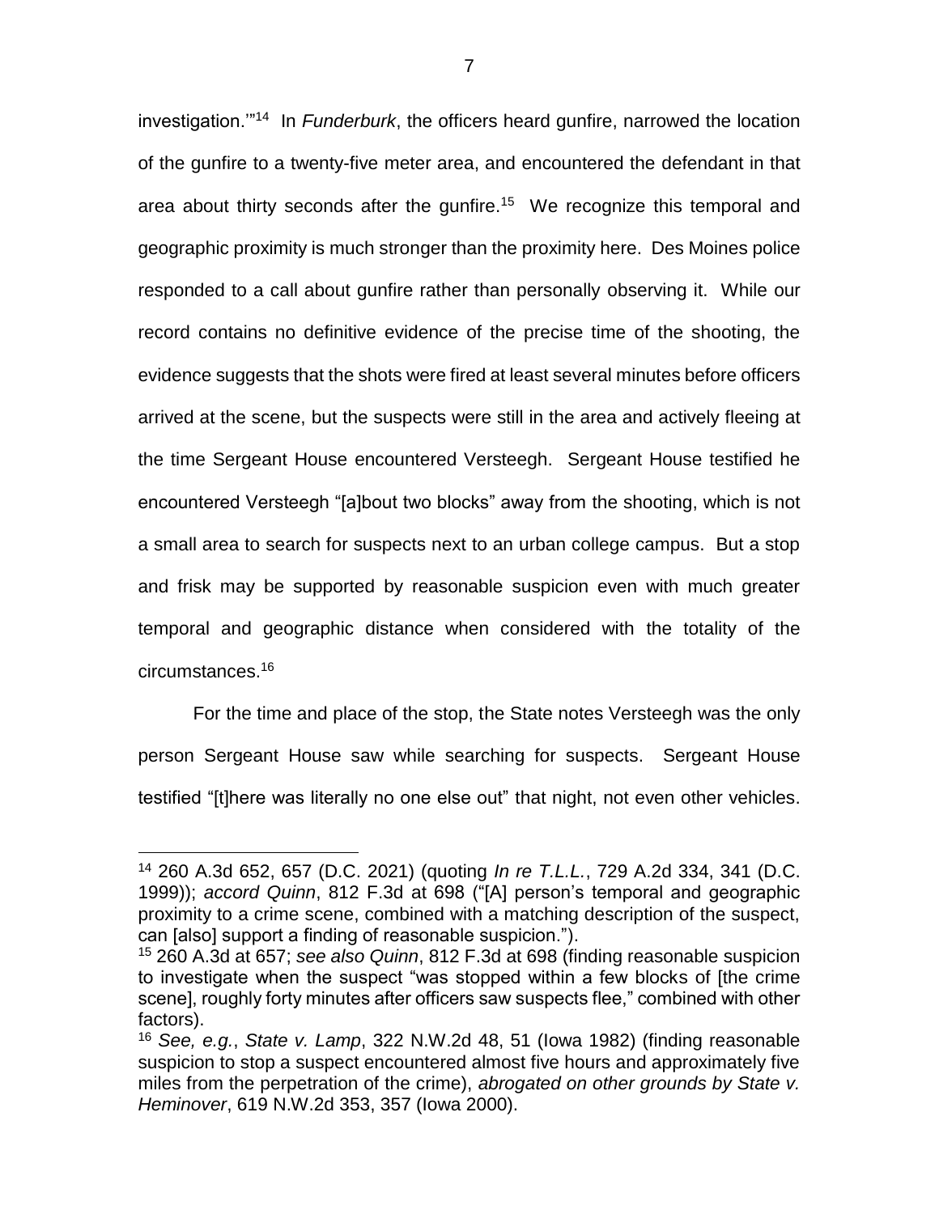investigation.'"[14] In *Funderburk*, the officers heard gunfire, narrowed the location of the gunfire to a twenty-five meter area, and encountered the defendant in that area about thirty seconds after the gunfire.[15] We recognize this temporal and geographic proximity is much stronger than the proximity here. Des Moines police responded to a call about gunfire rather than personally observing it. While our record contains no definitive evidence of the precise time of the shooting, the evidence suggests that the shots were fired at least several minutes before officers arrived at the scene, but the suspects were still in the area and actively fleeing at the time Sergeant House encountered Versteegh. Sergeant House testified he encountered Versteegh "[a]bout two blocks" away from the shooting, which is not a small area to search for suspects next to an urban college campus. But a stop and frisk may be supported by reasonable suspicion even with much greater temporal and geographic distance when considered with the totality of the circumstances.[16]

For the time and place of the stop, the State notes Versteegh was the only person Sergeant House saw while searching for suspects. Sergeant House testified "[t]here was literally no one else out" that night, not even other vehicles.

---

[14] 260 A.3d 652, 657 (D.C. 2021) (quoting *In re T.L.L.*, 729 A.2d 334, 341 (D.C. 1999)); *accord Quinn*, 812 F.3d at 698 ("[A] person's temporal and geographic proximity to a crime scene, combined with a matching description of the suspect, can [also] support a finding of reasonable suspicion.").

[15] 260 A.3d at 657; *see also Quinn*, 812 F.3d at 698 (finding reasonable suspicion to investigate when the suspect "was stopped within a few blocks of [the crime scene], roughly forty minutes after officers saw suspects flee," combined with other factors).

[16] *See, e.g.*, *State v. Lamp*, 322 N.W.2d 48, 51 (Iowa 1982) (finding reasonable suspicion to stop a suspect encountered almost five hours and approximately five miles from the perpetration of the crime), *abrogated on other grounds by State v. Heminover*, 619 N.W.2d 353, 357 (Iowa 2000).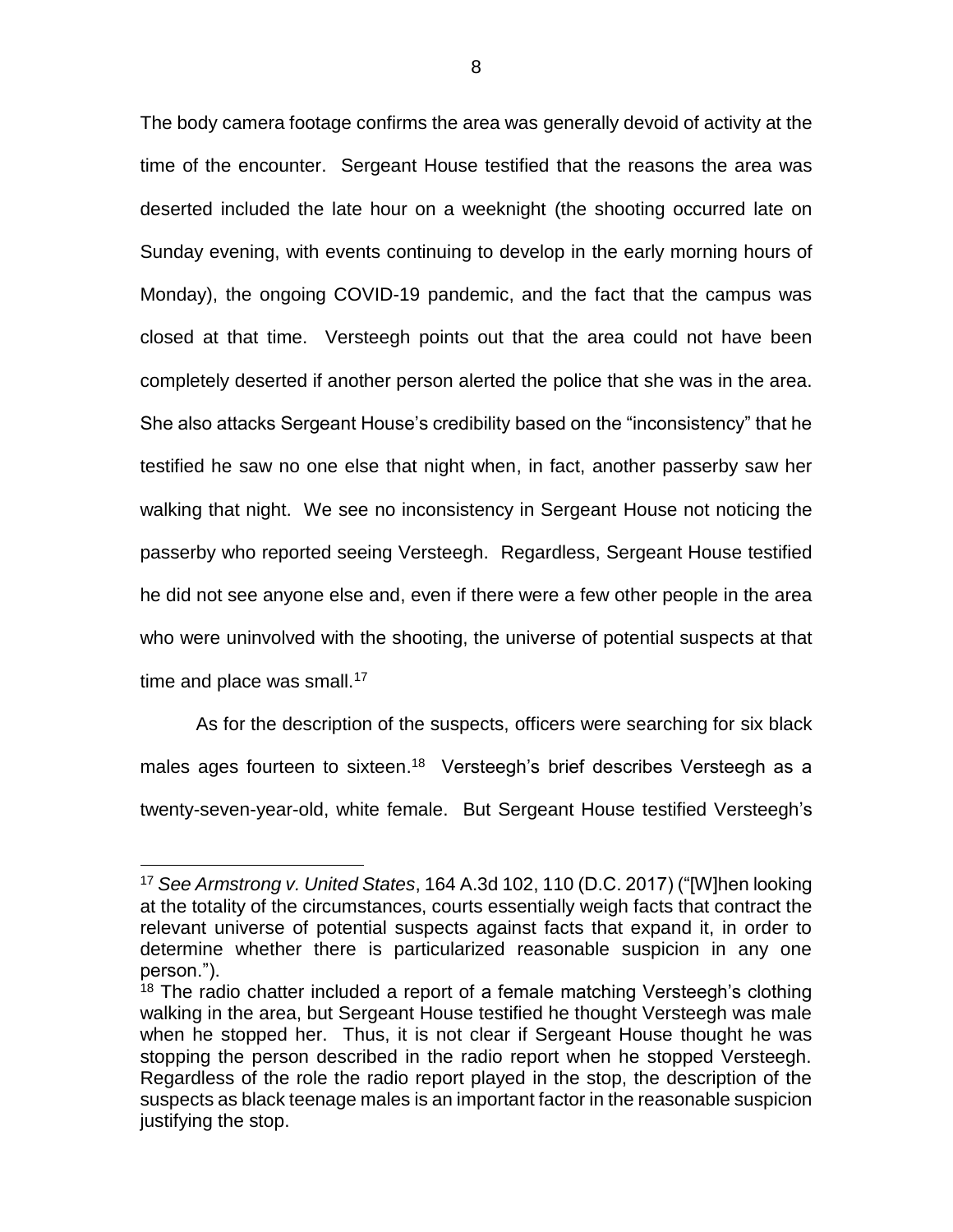The body camera footage confirms the area was generally devoid of activity at the time of the encounter. Sergeant House testified that the reasons the area was deserted included the late hour on a weeknight (the shooting occurred late on Sunday evening, with events continuing to develop in the early morning hours of Monday), the ongoing COVID-19 pandemic, and the fact that the campus was closed at that time. Versteegh points out that the area could not have been completely deserted if another person alerted the police that she was in the area. She also attacks Sergeant House's credibility based on the "inconsistency" that he testified he saw no one else that night when, in fact, another passerby saw her walking that night. We see no inconsistency in Sergeant House not noticing the passerby who reported seeing Versteegh. Regardless, Sergeant House testified he did not see anyone else and, even if there were a few other people in the area who were uninvolved with the shooting, the universe of potential suspects at that time and place was small.[17]

As for the description of the suspects, officers were searching for six black males ages fourteen to sixteen.[18] Versteegh's brief describes Versteegh as a twenty-seven-year-old, white female. But Sergeant House testified Versteegh's

---

[17] *See Armstrong v. United States*, 164 A.3d 102, 110 (D.C. 2017) ("[W]hen looking at the totality of the circumstances, courts essentially weigh facts that contract the relevant universe of potential suspects against facts that expand it, in order to determine whether there is particularized reasonable suspicion in any one person.").

[18] The radio chatter included a report of a female matching Versteegh's clothing walking in the area, but Sergeant House testified he thought Versteegh was male when he stopped her. Thus, it is not clear if Sergeant House thought he was stopping the person described in the radio report when he stopped Versteegh. Regardless of the role the radio report played in the stop, the description of the suspects as black teenage males is an important factor in the reasonable suspicion justifying the stop.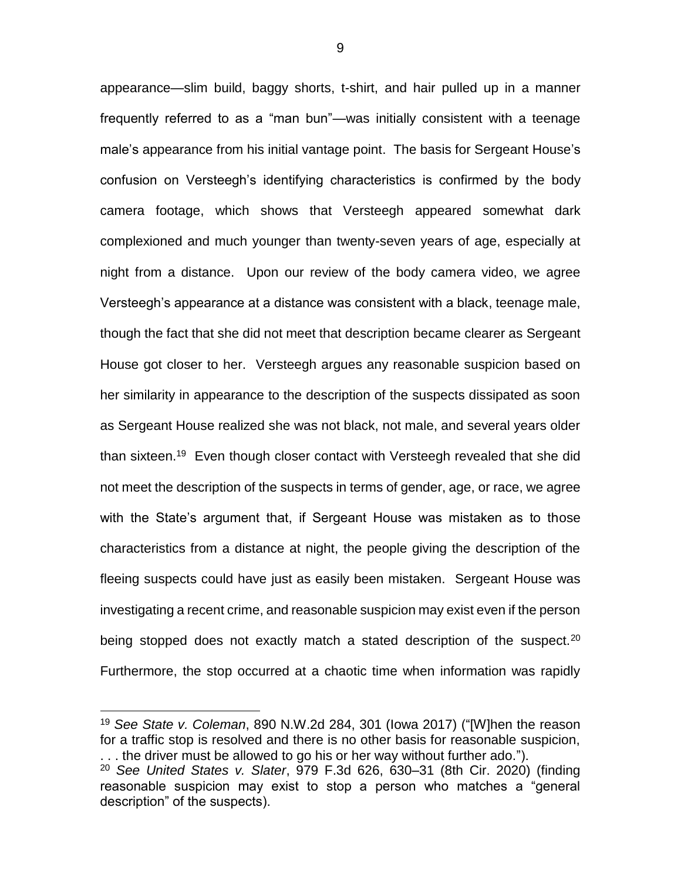appearance—slim build, baggy shorts, t-shirt, and hair pulled up in a manner frequently referred to as a "man bun"—was initially consistent with a teenage male's appearance from his initial vantage point. The basis for Sergeant House's confusion on Versteegh's identifying characteristics is confirmed by the body camera footage, which shows that Versteegh appeared somewhat dark complexioned and much younger than twenty-seven years of age, especially at night from a distance. Upon our review of the body camera video, we agree Versteegh's appearance at a distance was consistent with a black, teenage male, though the fact that she did not meet that description became clearer as Sergeant House got closer to her. Versteegh argues any reasonable suspicion based on her similarity in appearance to the description of the suspects dissipated as soon as Sergeant House realized she was not black, not male, and several years older than sixteen.[19] Even though closer contact with Versteegh revealed that she did not meet the description of the suspects in terms of gender, age, or race, we agree with the State's argument that, if Sergeant House was mistaken as to those characteristics from a distance at night, the people giving the description of the fleeing suspects could have just as easily been mistaken. Sergeant House was investigating a recent crime, and reasonable suspicion may exist even if the person being stopped does not exactly match a stated description of the suspect.[20] Furthermore, the stop occurred at a chaotic time when information was rapidly

---

[19] *See State v. Coleman*, 890 N.W.2d 284, 301 (Iowa 2017) ("[W]hen the reason for a traffic stop is resolved and there is no other basis for reasonable suspicion, . . . the driver must be allowed to go his or her way without further ado.").

[20] *See United States v. Slater*, 979 F.3d 626, 630–31 (8th Cir. 2020) (finding reasonable suspicion may exist to stop a person who matches a "general description" of the suspects).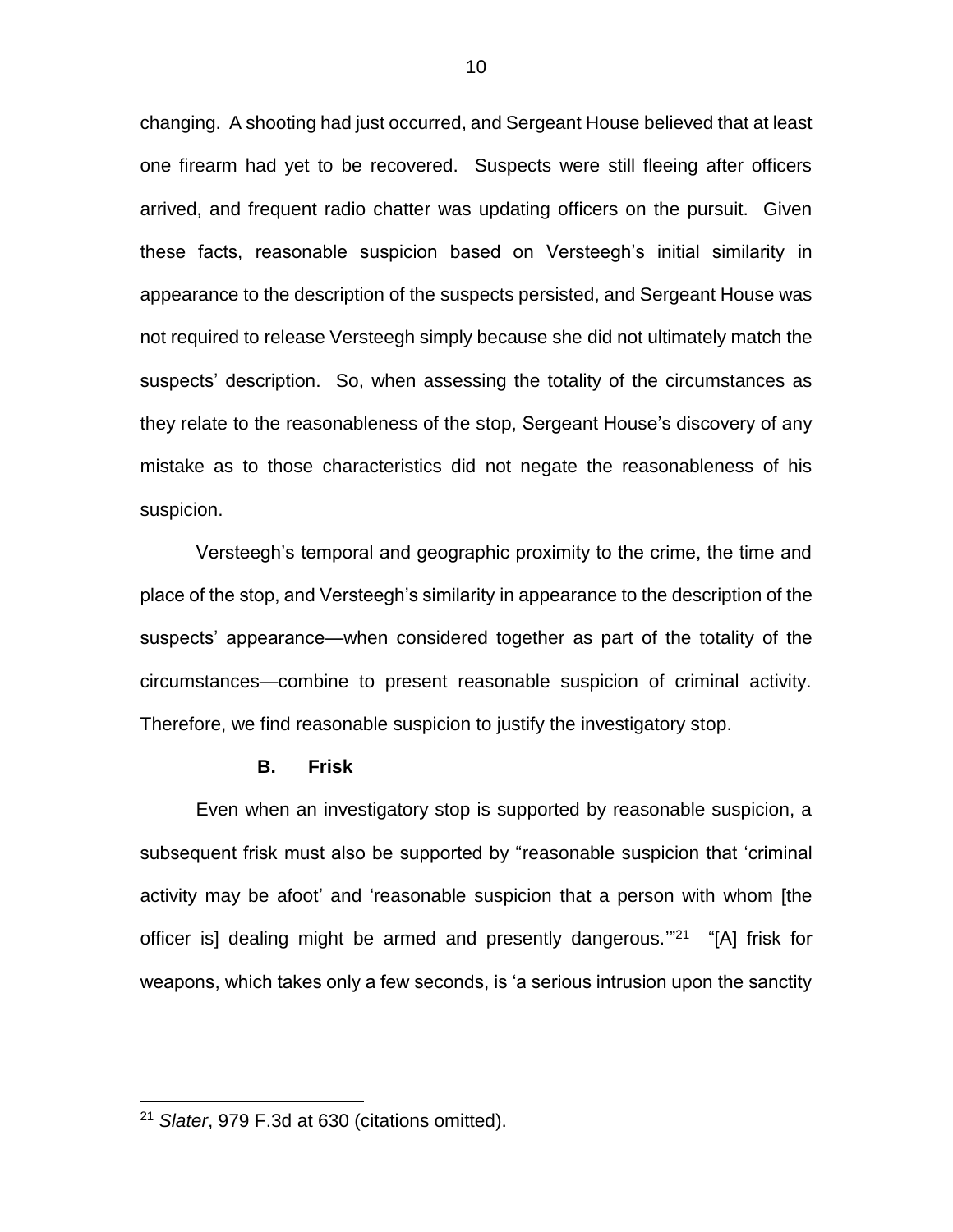changing. A shooting had just occurred, and Sergeant House believed that at least one firearm had yet to be recovered. Suspects were still fleeing after officers arrived, and frequent radio chatter was updating officers on the pursuit. Given these facts, reasonable suspicion based on Versteegh's initial similarity in appearance to the description of the suspects persisted, and Sergeant House was not required to release Versteegh simply because she did not ultimately match the suspects' description. So, when assessing the totality of the circumstances as they relate to the reasonableness of the stop, Sergeant House's discovery of any mistake as to those characteristics did not negate the reasonableness of his suspicion.

Versteegh's temporal and geographic proximity to the crime, the time and place of the stop, and Versteegh's similarity in appearance to the description of the suspects' appearance—when considered together as part of the totality of the circumstances—combine to present reasonable suspicion of criminal activity. Therefore, we find reasonable suspicion to justify the investigatory stop.

### B. Frisk

Even when an investigatory stop is supported by reasonable suspicion, a subsequent frisk must also be supported by "reasonable suspicion that 'criminal activity may be afoot' and 'reasonable suspicion that a person with whom [the officer is] dealing might be armed and presently dangerous.'"[21] "[A] frisk for weapons, which takes only a few seconds, is 'a serious intrusion upon the sanctity

[21] *Slater*, 979 F.3d at 630 (citations omitted).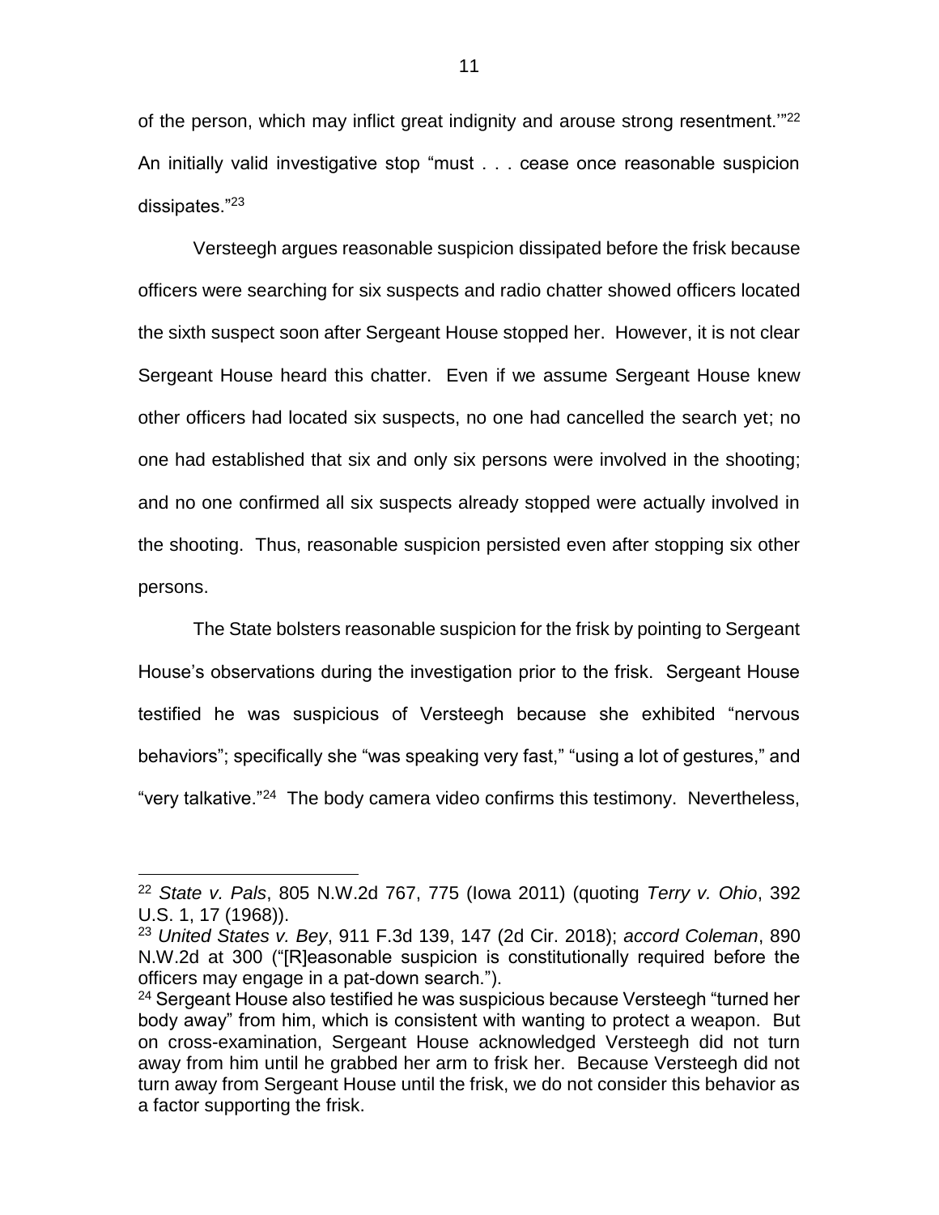of the person, which may inflict great indignity and arouse strong resentment.'"[22] An initially valid investigative stop "must . . . cease once reasonable suspicion dissipates."[23]

Versteegh argues reasonable suspicion dissipated before the frisk because officers were searching for six suspects and radio chatter showed officers located the sixth suspect soon after Sergeant House stopped her. However, it is not clear Sergeant House heard this chatter. Even if we assume Sergeant House knew other officers had located six suspects, no one had cancelled the search yet; no one had established that six and only six persons were involved in the shooting; and no one confirmed all six suspects already stopped were actually involved in the shooting. Thus, reasonable suspicion persisted even after stopping six other persons.

The State bolsters reasonable suspicion for the frisk by pointing to Sergeant House's observations during the investigation prior to the frisk. Sergeant House testified he was suspicious of Versteegh because she exhibited "nervous behaviors"; specifically she "was speaking very fast," "using a lot of gestures," and "very talkative."[24] The body camera video confirms this testimony. Nevertheless,

---

[22] *State v. Pals*, 805 N.W.2d 767, 775 (Iowa 2011) (quoting *Terry v. Ohio*, 392 U.S. 1, 17 (1968)).

[23] *United States v. Bey*, 911 F.3d 139, 147 (2d Cir. 2018); *accord Coleman*, 890 N.W.2d at 300 ("[R]easonable suspicion is constitutionally required before the officers may engage in a pat-down search.").

[24] Sergeant House also testified he was suspicious because Versteegh "turned her body away" from him, which is consistent with wanting to protect a weapon. But on cross-examination, Sergeant House acknowledged Versteegh did not turn away from him until he grabbed her arm to frisk her. Because Versteegh did not turn away from Sergeant House until the frisk, we do not consider this behavior as a factor supporting the frisk.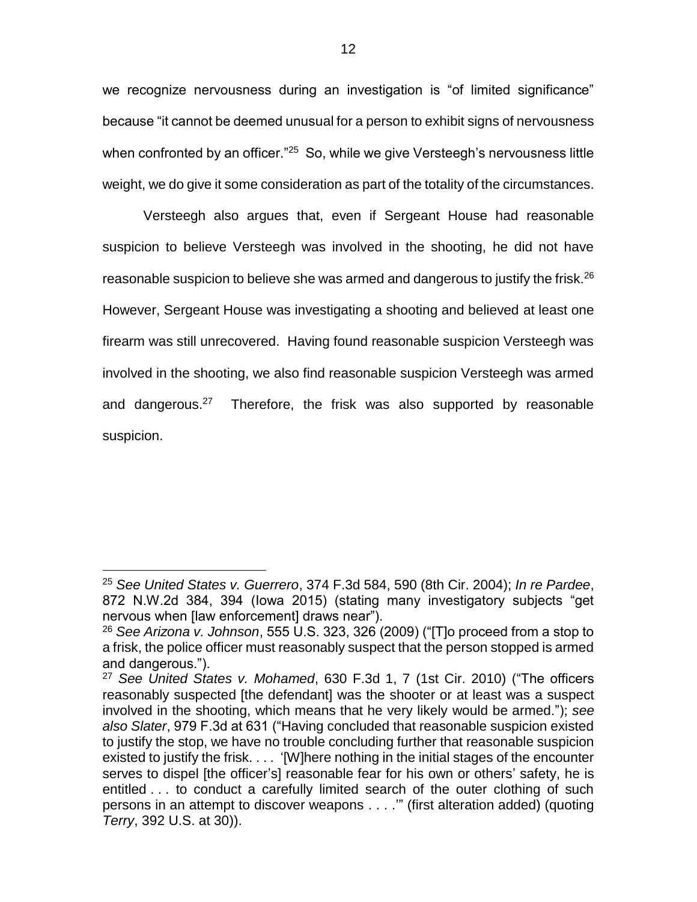we recognize nervousness during an investigation is "of limited significance" because "it cannot be deemed unusual for a person to exhibit signs of nervousness when confronted by an officer."[25] So, while we give Versteegh's nervousness little weight, we do give it some consideration as part of the totality of the circumstances.

Versteegh also argues that, even if Sergeant House had reasonable suspicion to believe Versteegh was involved in the shooting, he did not have reasonable suspicion to believe she was armed and dangerous to justify the frisk.[26] However, Sergeant House was investigating a shooting and believed at least one firearm was still unrecovered. Having found reasonable suspicion Versteegh was involved in the shooting, we also find reasonable suspicion Versteegh was armed and dangerous.[27] Therefore, the frisk was also supported by reasonable suspicion.

---

[25] *See United States v. Guerrero*, 374 F.3d 584, 590 (8th Cir. 2004); *In re Pardee*, 872 N.W.2d 384, 394 (Iowa 2015) (stating many investigatory subjects "get nervous when [law enforcement] draws near").

[26] *See Arizona v. Johnson*, 555 U.S. 323, 326 (2009) ("[T]o proceed from a stop to a frisk, the police officer must reasonably suspect that the person stopped is armed and dangerous.").

[27] *See United States v. Mohamed*, 630 F.3d 1, 7 (1st Cir. 2010) ("The officers reasonably suspected [the defendant] was the shooter or at least was a suspect involved in the shooting, which means that he very likely would be armed."); *see also Slater*, 979 F.3d at 631 ("Having concluded that reasonable suspicion existed to justify the stop, we have no trouble concluding further that reasonable suspicion existed to justify the frisk. . . . '[W]here nothing in the initial stages of the encounter serves to dispel [the officer's] reasonable fear for his own or others' safety, he is entitled . . . to conduct a carefully limited search of the outer clothing of such persons in an attempt to discover weapons . . . .'" (first alteration added) (quoting *Terry*, 392 U.S. at 30)).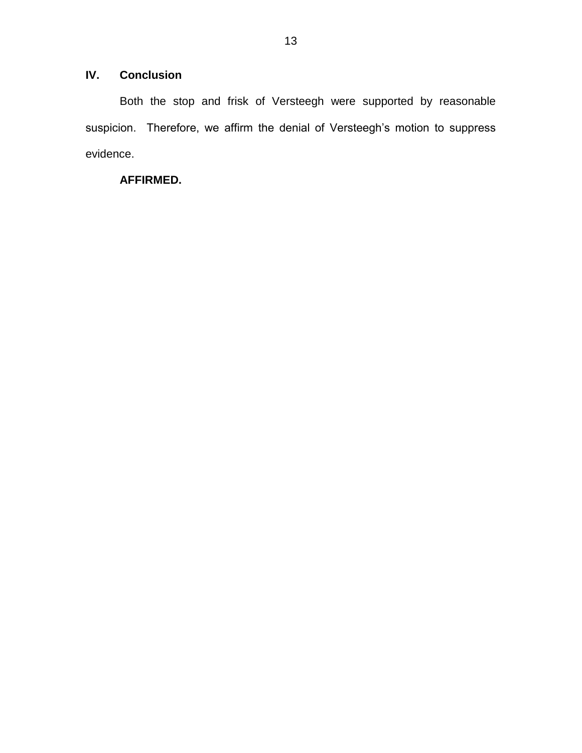## IV. Conclusion

Both the stop and frisk of Versteegh were supported by reasonable suspicion. Therefore, we affirm the denial of Versteegh's motion to suppress evidence.

**AFFIRMED.**